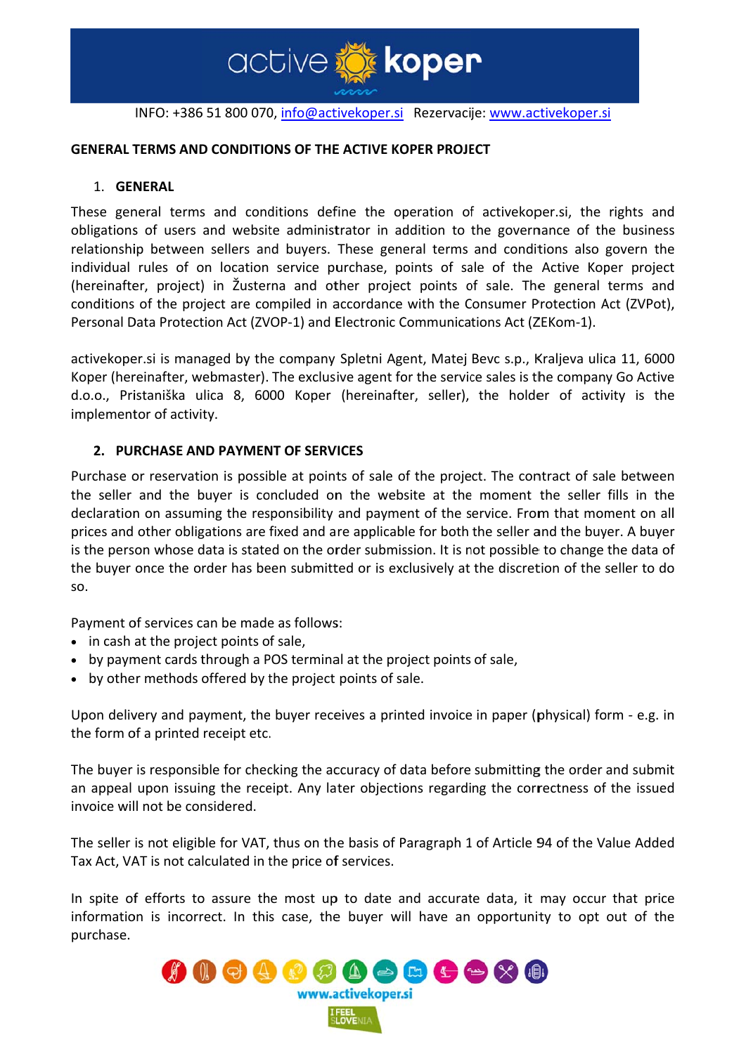INFO: +386 51 800 070, info@activekoper.si Rezervacije: www.activekoper.si

**GENERAL TERMS AND CONDITIONS OF THE ACTIVE KOPER PROJECT**

1. **GENERAL**

These general terms and conditions define the operation of activekoper.si, the rights and obligations of users and website administrator in addition to the governance of the business relationship between sellers and buyers. These general terms and conditions also govern the individual rules of on location service purchase, points of sale of the Active Koper project (hereinafter, project) in Žusterna and other project points of sale. The general terms and conditions of the project are compiled in accordance with the Consumer Protection Act (ZVPot), Personal Data Protection Act (ZVOP-1) and Electronic Communications Act (ZEKom-1).

activekoper.si is managed by the company Spletni Agent, Matej Bevc s.p., Kraljeva ulica 11, 6000 Koper (hereinafter, webmaster). The exclusive agent for the service sales is the company Go Active d.o.o., Pristaniška ulica 8, 6000 Koper (hereinafter, seller), the holder of activity is the implementor of activity.

2. **PURCHASE AND PAYMENT OF SERVICES**

Purchase or reservation is possible at points of sale of the project. The contract of sale between the seller and the buyer is concluded on the website at the moment the seller fills in the declaration on assuming the responsibility and payment of the service. From that moment on all prices and other obligations are fixed and are applicable for both the seller and the buyer. A buyer is the person whose data is stated on the order submission. It is not possible to change the data of the buyer once the order has been submitted or is exclusively at the discretion of the seller to do so.

Payment of services can be made as follows:

- in cash at the project points of sale,
- by payment cards through a POS terminal at the project points of sale,
- by other methods offered by the project points of sale.

Upon delivery and payment, the buyer receives a printed invoice in paper (physical) form - e.g. in the form of a printed receipt etc.

The buyer is responsible for checking the accuracy of data before submitting the order and submit an appeal upon issuing the receipt. Any later objections regarding the correctness of the issued invoice will not be considered.

The seller is not eligible for VAT, thus on the basis of Paragraph 1 of Article 94 of the Value Added Tax Act, VAT is not calculated in the price of services.

In spite of efforts to assure the most up to date and accurate data, it may occur that price information is incorrect. In this case, the buyer will have an opportunity to opt out of the purchase.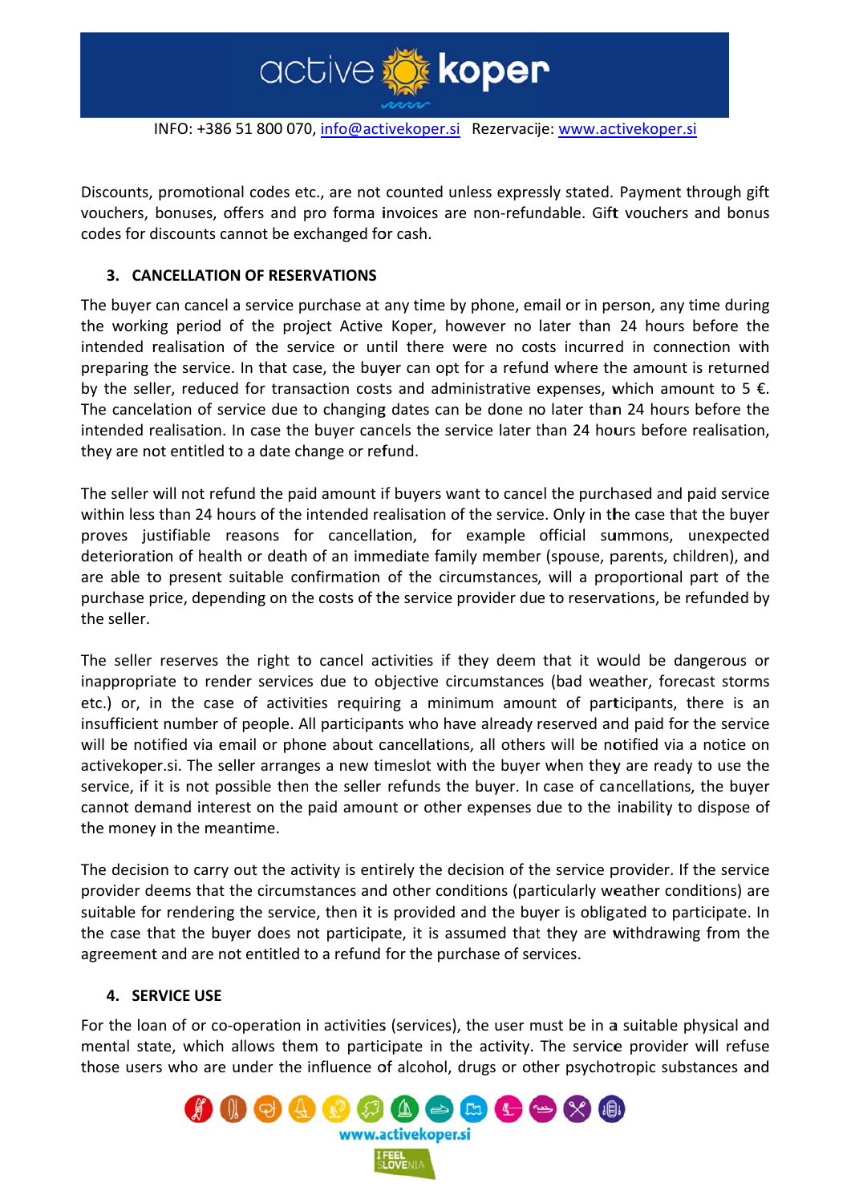Discounts, promotional codes etc., are not counted unless expressly stated. Payment through gift vouchers, bonuses, offers and pro forma invoices are non-refundable. Gift vouchers and bonus codes for discounts cannot be exchanged for cash.

## 3. CANCELLATION OF RESERVATIONS

The buyer can cancel a service purchase at any time by phone, email or in person, any time during the working period of the project Active Koper, however no later than 24 hours before the intended realisation of the service or until there were no costs incurred in connection with preparing the service. In that case, the buyer can opt for a refund where the amount is returned by the seller, reduced for transaction costs and administrative expenses, which amount to 5 €. The cancelation of service due to changing dates can be done no later than 24 hours before the intended realisation. In case the buyer cancels the service later than 24 hours before realisation, they are not entitled to a date change or refund.

The seller will not refund the paid amount if buyers want to cancel the purchased and paid service within less than 24 hours of the intended realisation of the service. Only in the case that the buyer proves justifiable reasons for cancellation, for example official summons, unexpected deterioration of health or death of an immediate family member (spouse, parents, children), and are able to present suitable confirmation of the circumstances, will a proportional part of the purchase price, depending on the costs of the service provider due to reservations, be refunded by the seller.

The seller reserves the right to cancel activities if they deem that it would be dangerous or inappropriate to render services due to objective circumstances (bad weather, forecast storms etc.) or, in the case of activities requiring a minimum amount of participants, there is an insufficient number of people. All participants who have already reserved and paid for the service will be notified via email or phone about cancellations, all others will be notified via a notice on activekoper.si. The seller arranges a new timeslot with the buyer when they are ready to use the service, if it is not possible then the seller refunds the buyer. In case of cancellations, the buyer cannot demand interest on the paid amount or other expenses due to the inability to dispose of the money in the meantime.

The decision to carry out the activity is entirely the decision of the service provider. If the service provider deems that the circumstances and other conditions (particularly weather conditions) are suitable for rendering the service, then it is provided and the buyer is obligated to participate. In the case that the buyer does not participate, it is assumed that they are withdrawing from the agreement and are not entitled to a refund for the purchase of services.

## 4. SERVICE USE

For the loan of or co-operation in activities (services), the user must be in a suitable physical and mental state, which allows them to participate in the activity. The service provider will refuse those users who are under the influence of alcohol, drugs or other psychotropic substances and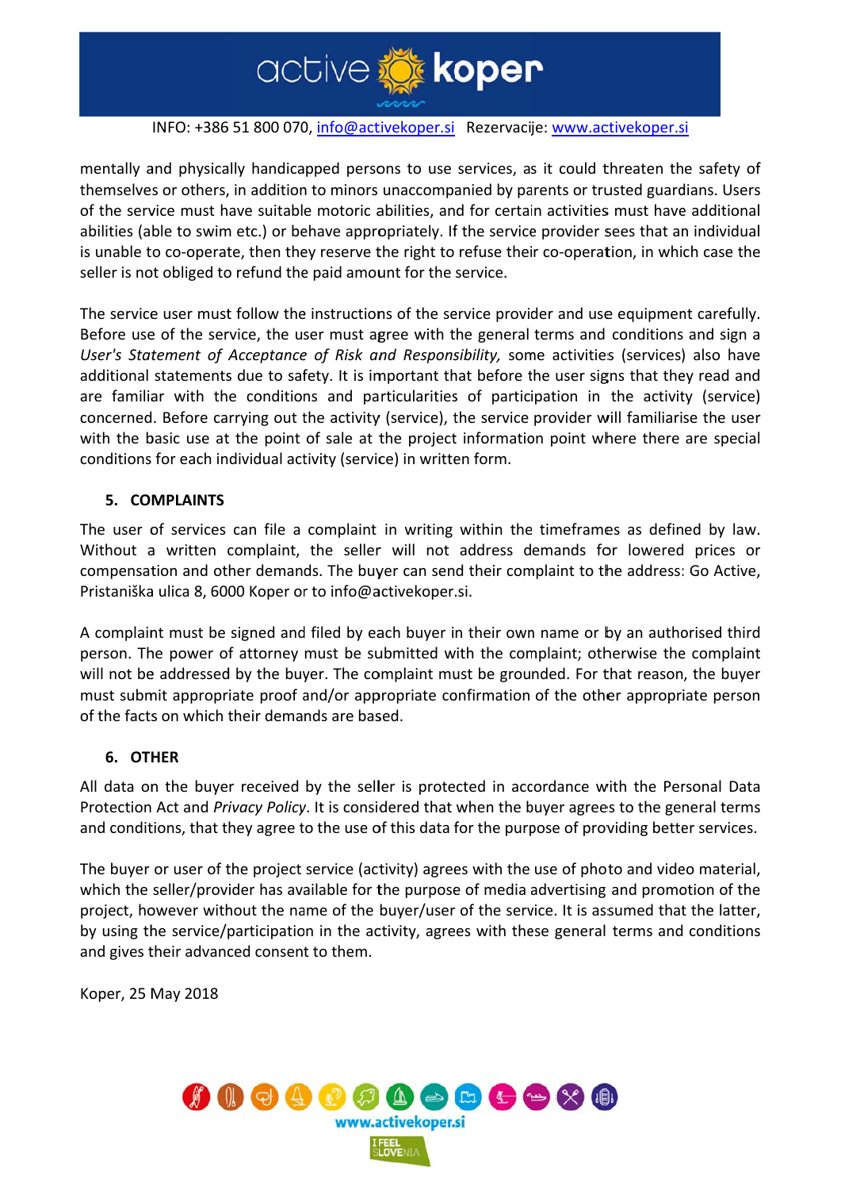mentally and physically handicapped persons to use services, as it could threaten the safety of themselves or others, in addition to minors unaccompanied by parents or trusted guardians. Users of the service must have suitable motoric abilities, and for certain activities must have additional abilities (able to swim etc.) or behave appropriately. If the service provider sees that an individual is unable to co-operate, then they reserve the right to refuse their co-operation, in which case the seller is not obliged to refund the paid amount for the service.

The service user must follow the instructions of the service provider and use equipment carefully. Before use of the service, the user must agree with the general terms and conditions and sign a *User's Statement of Acceptance of Risk and Responsibility,* some activities (services) also have additional statements due to safety. It is important that before the user signs that they read and are familiar with the conditions and particularities of participation in the activity (service) concerned. Before carrying out the activity (service), the service provider will familiarise the user with the basic use at the point of sale at the project information point where there are special conditions for each individual activity (service) in written form.

## 5. COMPLAINTS

The user of services can file a complaint in writing within the timeframes as defined by law. Without a written complaint, the seller will not address demands for lowered prices or compensation and other demands. The buyer can send their complaint to the address: Go Active, Pristaniška ulica 8, 6000 Koper or to info@activekoper.si.

A complaint must be signed and filed by each buyer in their own name or by an authorised third person. The power of attorney must be submitted with the complaint; otherwise the complaint will not be addressed by the buyer. The complaint must be grounded. For that reason, the buyer must submit appropriate proof and/or appropriate confirmation of the other appropriate person of the facts on which their demands are based.

## 6. OTHER

All data on the buyer received by the seller is protected in accordance with the Personal Data Protection Act and *Privacy Policy*. It is considered that when the buyer agrees to the general terms and conditions, that they agree to the use of this data for the purpose of providing better services.

The buyer or user of the project service (activity) agrees with the use of photo and video material, which the seller/provider has available for the purpose of media advertising and promotion of the project, however without the name of the buyer/user of the service. It is assumed that the latter, by using the service/participation in the activity, agrees with these general terms and conditions and gives their advanced consent to them.

Koper, 25 May 2018